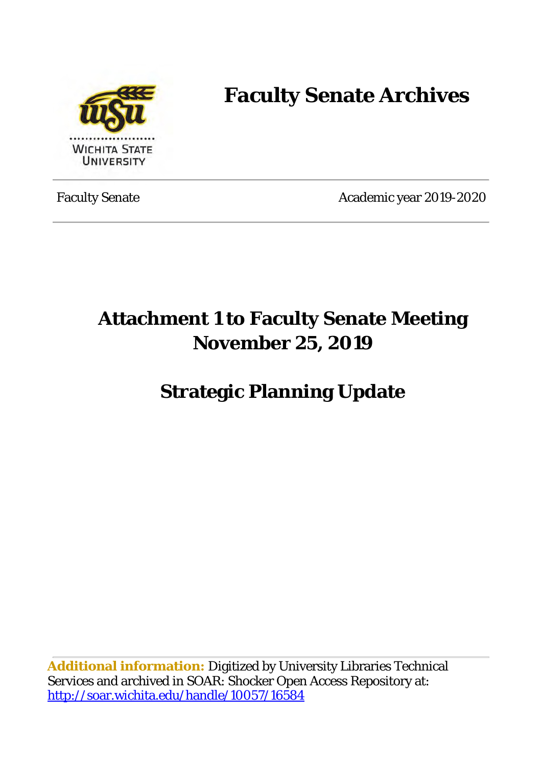# Faculty Senate Archives

Faculty Senate — Academic year 2019-2020

## Attachment 1 to Faculty Senate Meeting November 25, 2019

## Strategic Planning Update

**Additional information:** Digitized by University Libraries Technical Services and archived in SOAR: Shocker Open Access Repository at: http://soar.wichita.edu/handle/10057/16584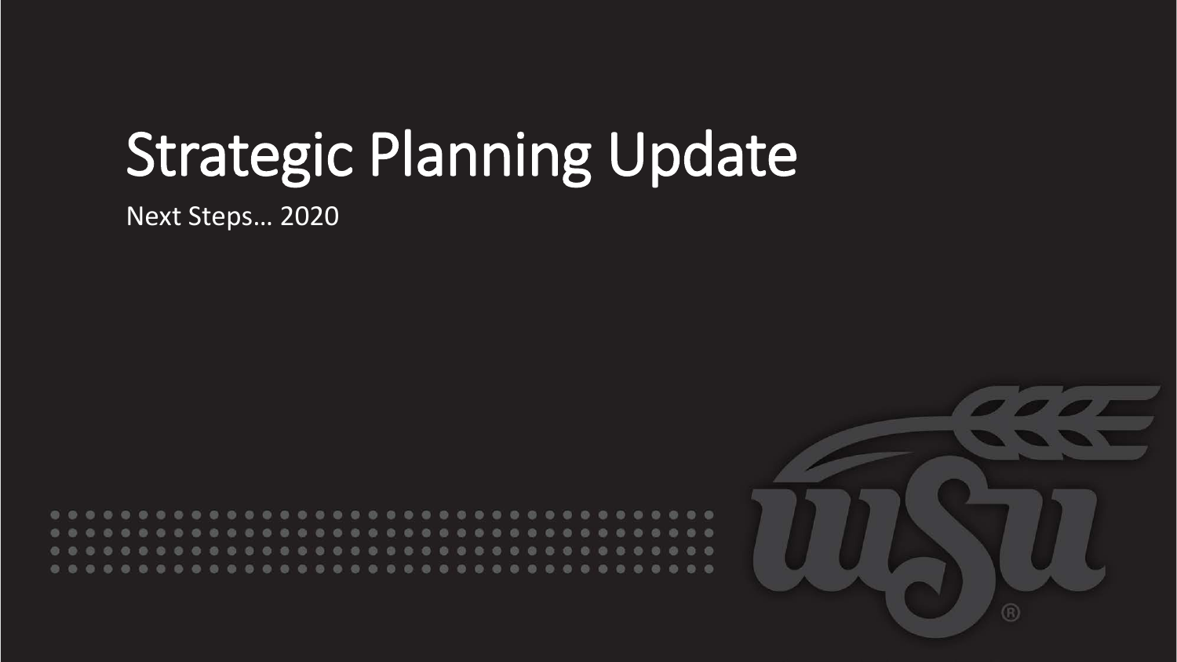# Strategic Planning Update

Next Steps… 2020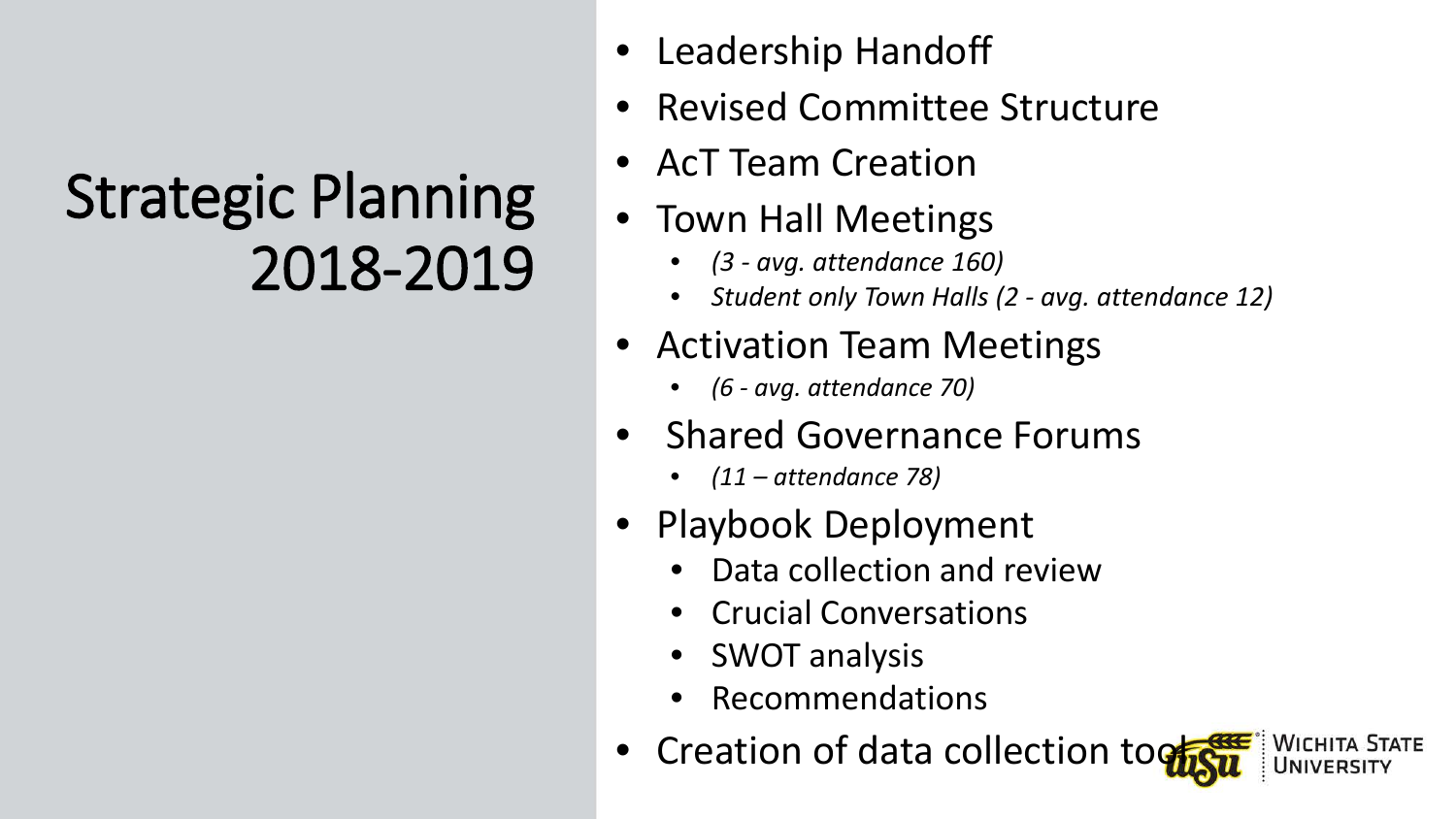# Strategic Planning 2018-2019

- Leadership Handoff
- Revised Committee Structure
- AcT Team Creation
- Town Hall Meetings
  - *(3 - avg. attendance 160)*
  - *Student only Town Halls (2 - avg. attendance 12)*
- Activation Team Meetings
  - *(6 - avg. attendance 70)*
- Shared Governance Forums
  - *(11 – attendance 78)*
- Playbook Deployment
  - Data collection and review
  - Crucial Conversations
  - SWOT analysis
  - Recommendations
- Creation of data collection tool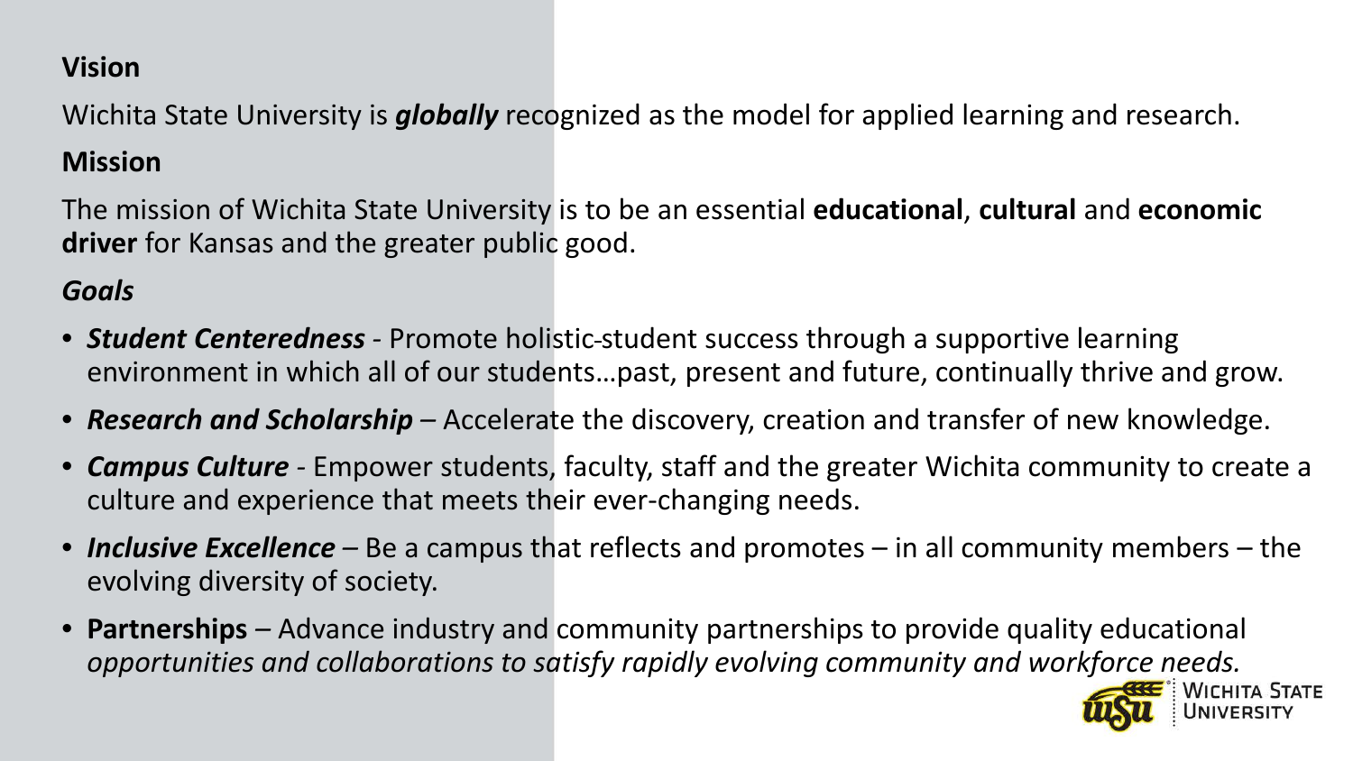**Vision**

Wichita State University is ***globally*** recognized as the model for applied learning and research.

**Mission**

The mission of Wichita State University is to be an essential **educational**, **cultural** and **economic driver** for Kansas and the greater public good.

***Goals***

- ***Student Centeredness*** - Promote holistic-student success through a supportive learning environment in which all of our students…past, present and future, continually thrive and grow.
- ***Research and Scholarship*** – Accelerate the discovery, creation and transfer of new knowledge.
- ***Campus Culture*** - Empower students, faculty, staff and the greater Wichita community to create a culture and experience that meets their ever-changing needs.
- ***Inclusive Excellence*** – Be a campus that reflects and promotes – in all community members – the evolving diversity of society.
- **Partnerships** – Advance industry and community partnerships to provide quality educational *opportunities and collaborations to satisfy rapidly evolving community and workforce needs.*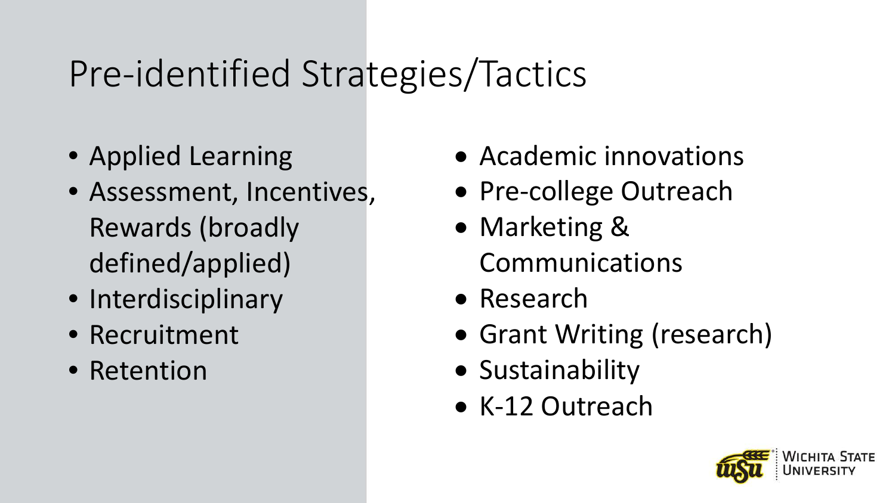# Pre-identified Strategies/Tactics

- Applied Learning
- Assessment, Incentives, Rewards (broadly defined/applied)
- Interdisciplinary
- Recruitment
- Retention
- Academic innovations
- Pre-college Outreach
- Marketing & Communications
- Research
- Grant Writing (research)
- Sustainability
- K-12 Outreach

Wichita State University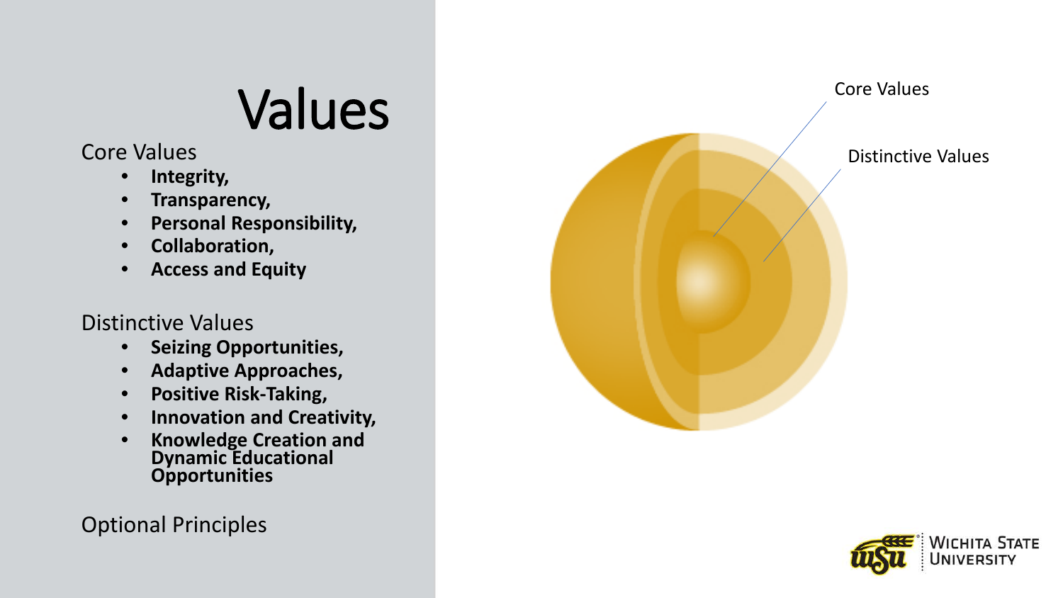# Values

Core Values

- **Integrity,**
- **Transparency,**
- **Personal Responsibility,**
- **Collaboration,**
- **Access and Equity**

Distinctive Values

- **Seizing Opportunities,**
- **Adaptive Approaches,**
- **Positive Risk-Taking,**
- **Innovation and Creativity,**
- **Knowledge Creation and Dynamic Educational Opportunities**

Optional Principles

Core Values

Distinctive Values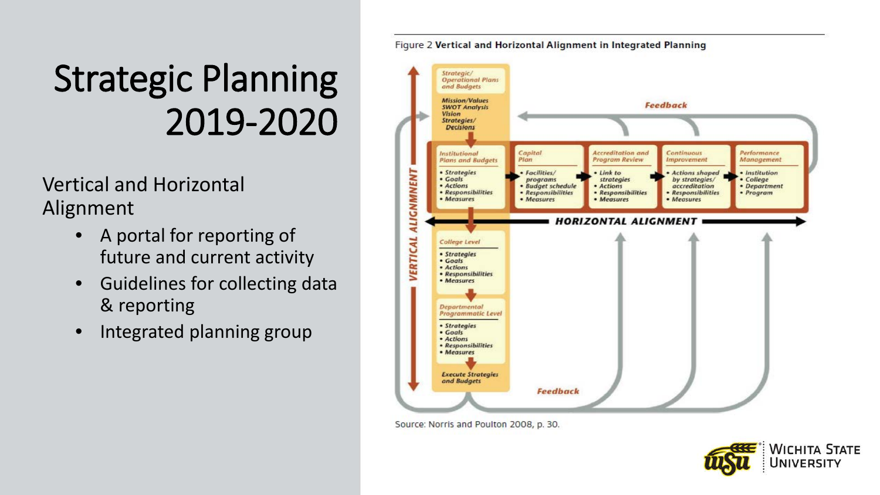# Strategic Planning 2019-2020

Vertical and Horizontal Alignment

- A portal for reporting of future and current activity
- Guidelines for collecting data & reporting
- Integrated planning group

Figure 2 **Vertical and Horizontal Alignment in Integrated Planning**

*Strategic/ Operational Plans and Budgets*

**Mission/Values**
**SWOT Analysis**
**Vision**
**Strategies/ Decisions**

*Institutional Plans and Budgets*
- Strategies
- Goals
- Actions
- Responsibilities
- Measures

*Capital Plan*
- Facilities/ programs
- Budget schedule
- Responsibilities
- Measures

*Accreditation and Program Review*
- Link to strategies
- Actions
- Responsibilities
- Measures

*Continuous Improvement*
- Actions shaped by strategies/ accreditation
- Responsibilities
- Measures

*Performance Management*
- Institution
- College
- Department
- Program

*College Level*
- Strategies
- Goals
- Actions
- Responsibilities
- Measures

*Departmental Programmatic Level*
- Strategies
- Goals
- Actions
- Responsibilities
- Measures

**Execute Strategies and Budgets**

**Feedback**

**HORIZONTAL ALIGNMENT**

**VERTICAL ALIGNMENT**

Source: Norris and Poulton 2008, p. 30.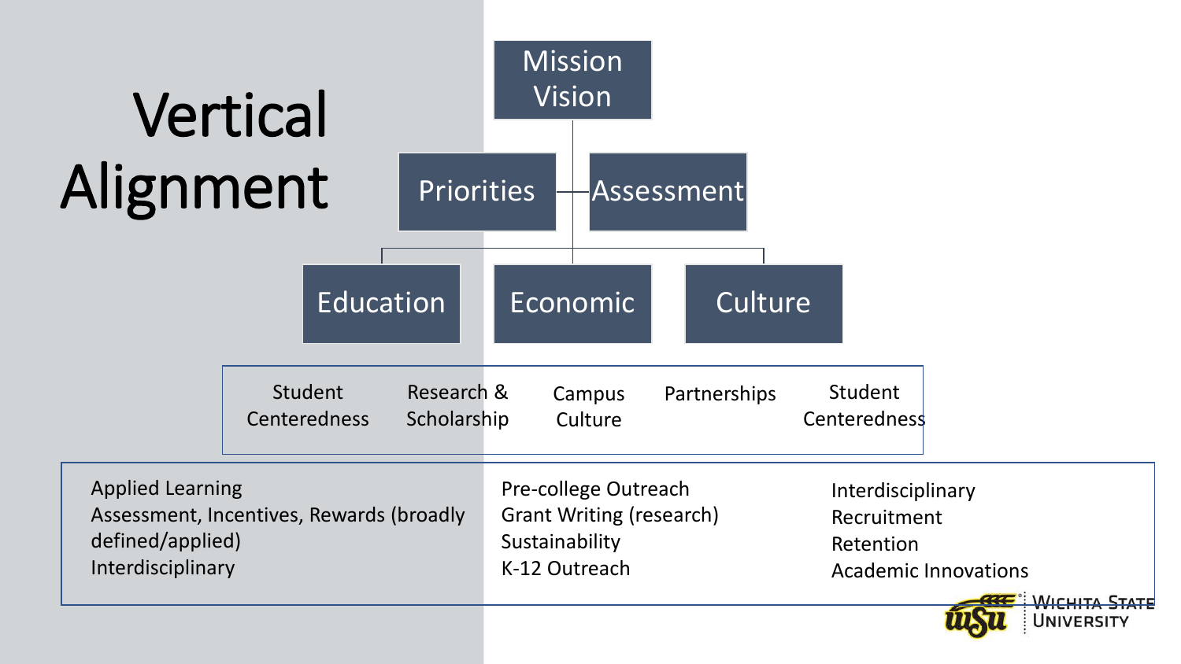# Vertical Alignment

- Mission Vision
  - Priorities
  - Assessment
    - Education
    - Economic
    - Culture

Student Centeredness | Research & Scholarship | Campus Culture | Partnerships | Student Centeredness

Applied Learning
Assessment, Incentives, Rewards (broadly defined/applied)
Interdisciplinary

Pre-college Outreach
Grant Writing (research)
Sustainability
K-12 Outreach

Interdisciplinary
Recruitment
Retention
Academic Innovations

Wichita State University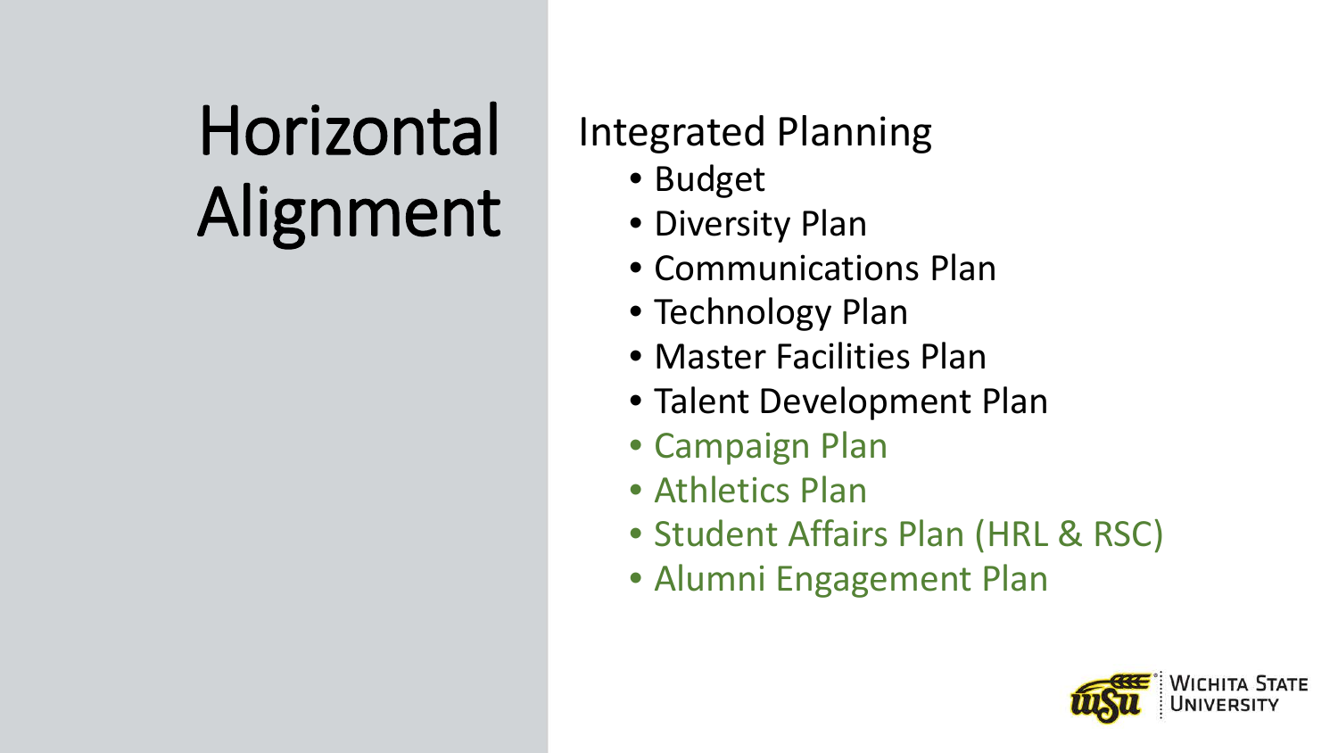# Horizontal Alignment

Integrated Planning

- Budget
- Diversity Plan
- Communications Plan
- Technology Plan
- Master Facilities Plan
- Talent Development Plan
- Campaign Plan
- Athletics Plan
- Student Affairs Plan (HRL & RSC)
- Alumni Engagement Plan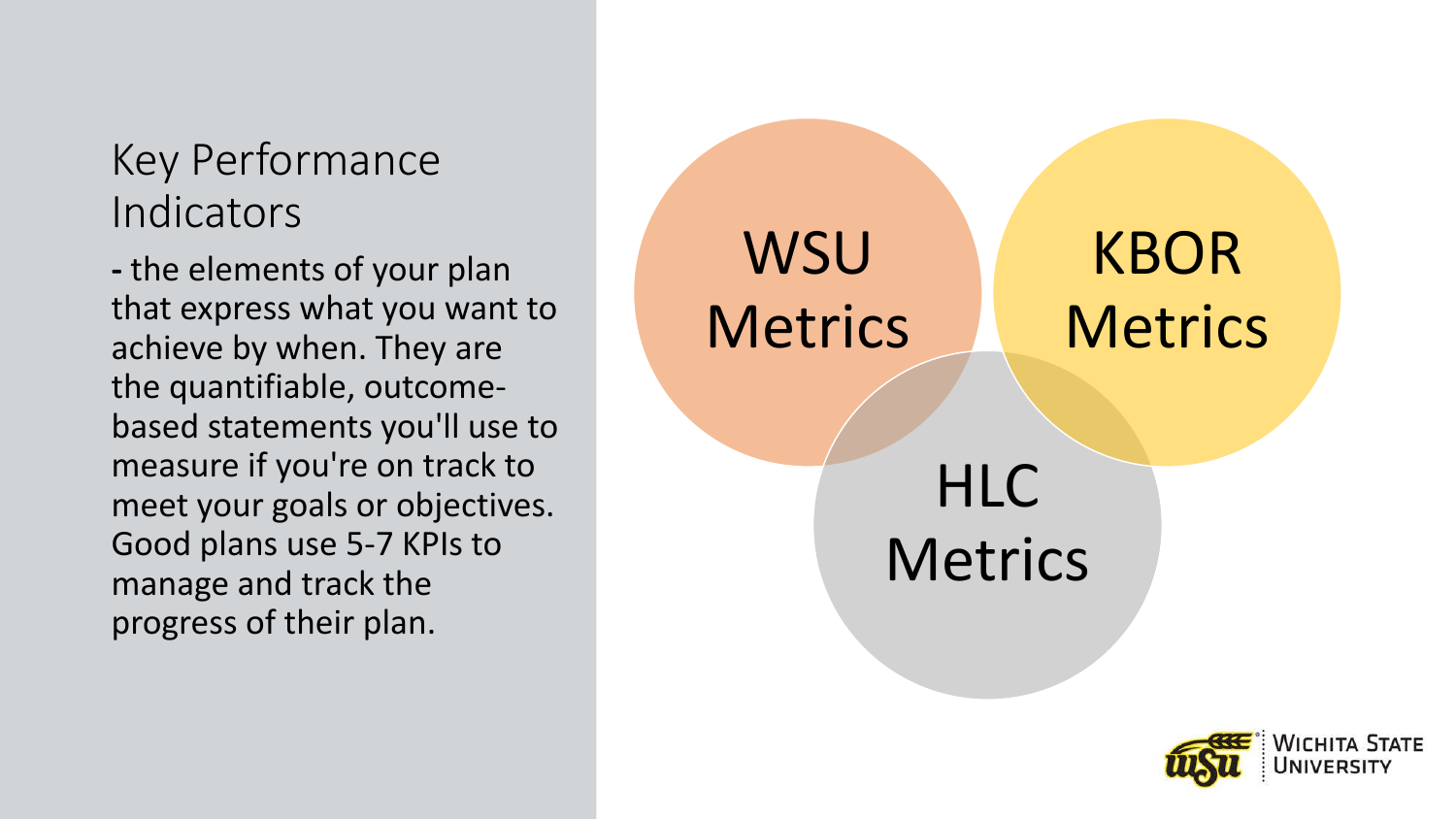## Key Performance Indicators

**-** the elements of your plan that express what you want to achieve by when. They are the quantifiable, outcome-based statements you'll use to measure if you're on track to meet your goals or objectives. Good plans use 5-7 KPIs to manage and track the progress of their plan.

WSU Metrics

KBOR Metrics

HLC Metrics

Wichita State University